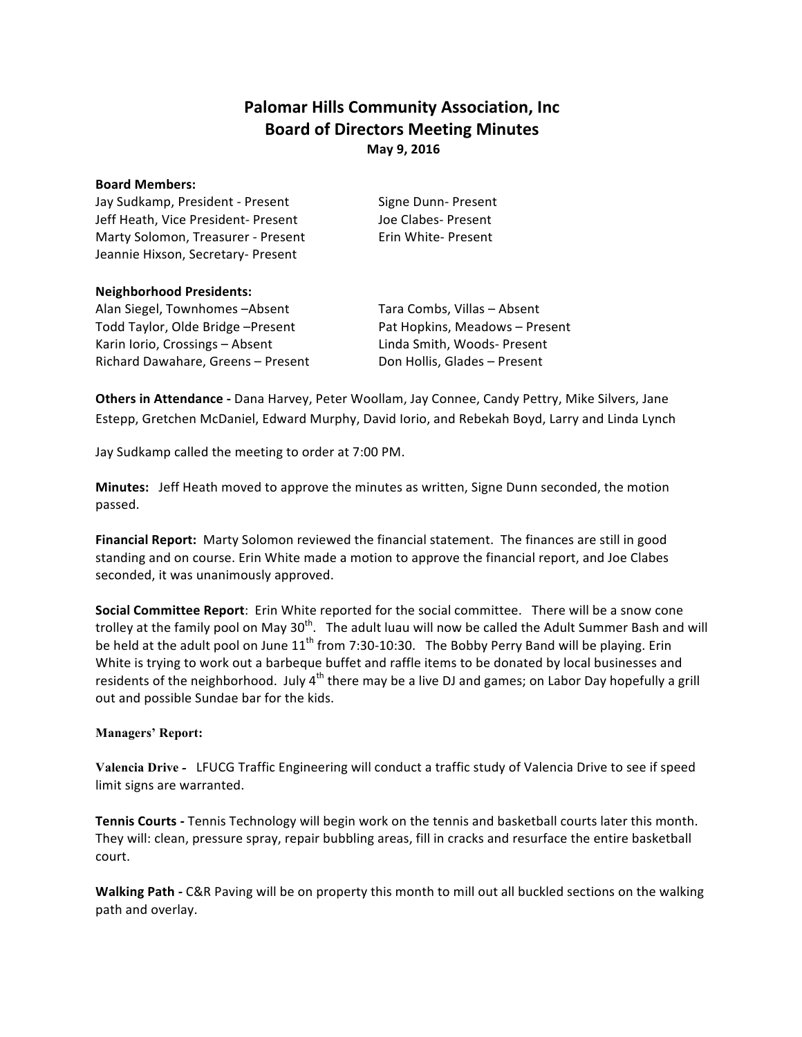# Palomar Hills Community Association, Inc
## Board of Directors Meeting Minutes
**May 9, 2016**

**Board Members:**

Jay Sudkamp, President - Present
Jeff Heath, Vice President- Present
Marty Solomon, Treasurer - Present
Jeannie Hixson, Secretary- Present
Signe Dunn- Present
Joe Clabes- Present
Erin White- Present

**Neighborhood Presidents:**

Alan Siegel, Townhomes –Absent
Todd Taylor, Olde Bridge –Present
Karin Iorio, Crossings – Absent
Richard Dawahare, Greens – Present
Tara Combs, Villas – Absent
Pat Hopkins, Meadows – Present
Linda Smith, Woods- Present
Don Hollis, Glades – Present

**Others in Attendance -** Dana Harvey, Peter Woollam, Jay Connee, Candy Pettry, Mike Silvers, Jane Estepp, Gretchen McDaniel, Edward Murphy, David Iorio, and Rebekah Boyd, Larry and Linda Lynch

Jay Sudkamp called the meeting to order at 7:00 PM.

**Minutes:** Jeff Heath moved to approve the minutes as written, Signe Dunn seconded, the motion passed.

**Financial Report:** Marty Solomon reviewed the financial statement. The finances are still in good standing and on course. Erin White made a motion to approve the financial report, and Joe Clabes seconded, it was unanimously approved.

**Social Committee Report**: Erin White reported for the social committee. There will be a snow cone trolley at the family pool on May 30th. The adult luau will now be called the Adult Summer Bash and will be held at the adult pool on June 11th from 7:30-10:30. The Bobby Perry Band will be playing. Erin White is trying to work out a barbeque buffet and raffle items to be donated by local businesses and residents of the neighborhood. July 4th there may be a live DJ and games; on Labor Day hopefully a grill out and possible Sundae bar for the kids.

**Managers' Report:**

**Valencia Drive -** LFUCG Traffic Engineering will conduct a traffic study of Valencia Drive to see if speed limit signs are warranted.

**Tennis Courts -** Tennis Technology will begin work on the tennis and basketball courts later this month. They will: clean, pressure spray, repair bubbling areas, fill in cracks and resurface the entire basketball court.

**Walking Path -** C&R Paving will be on property this month to mill out all buckled sections on the walking path and overlay.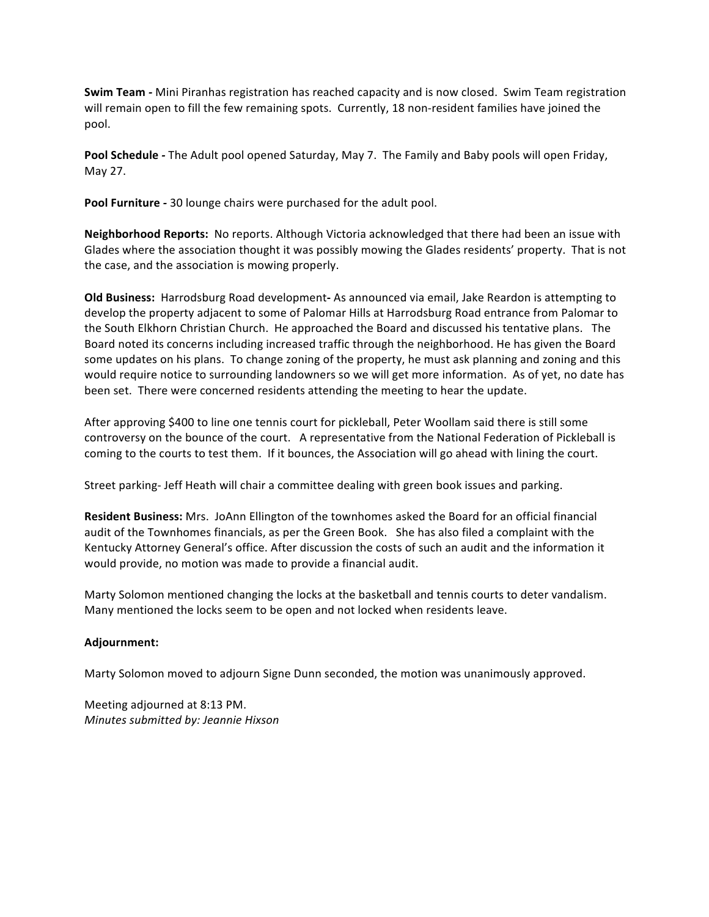**Swim Team -** Mini Piranhas registration has reached capacity and is now closed. Swim Team registration will remain open to fill the few remaining spots. Currently, 18 non-resident families have joined the pool.

**Pool Schedule -** The Adult pool opened Saturday, May 7. The Family and Baby pools will open Friday, May 27.

**Pool Furniture -** 30 lounge chairs were purchased for the adult pool.

**Neighborhood Reports:** No reports. Although Victoria acknowledged that there had been an issue with Glades where the association thought it was possibly mowing the Glades residents' property. That is not the case, and the association is mowing properly.

**Old Business:** Harrodsburg Road development**-** As announced via email, Jake Reardon is attempting to develop the property adjacent to some of Palomar Hills at Harrodsburg Road entrance from Palomar to the South Elkhorn Christian Church. He approached the Board and discussed his tentative plans. The Board noted its concerns including increased traffic through the neighborhood. He has given the Board some updates on his plans. To change zoning of the property, he must ask planning and zoning and this would require notice to surrounding landowners so we will get more information. As of yet, no date has been set. There were concerned residents attending the meeting to hear the update.

After approving $400 to line one tennis court for pickleball, Peter Woollam said there is still some controversy on the bounce of the court. A representative from the National Federation of Pickleball is coming to the courts to test them. If it bounces, the Association will go ahead with lining the court.

Street parking- Jeff Heath will chair a committee dealing with green book issues and parking.

**Resident Business:** Mrs. JoAnn Ellington of the townhomes asked the Board for an official financial audit of the Townhomes financials, as per the Green Book. She has also filed a complaint with the Kentucky Attorney General's office. After discussion the costs of such an audit and the information it would provide, no motion was made to provide a financial audit.

Marty Solomon mentioned changing the locks at the basketball and tennis courts to deter vandalism. Many mentioned the locks seem to be open and not locked when residents leave.

**Adjournment:**

Marty Solomon moved to adjourn Signe Dunn seconded, the motion was unanimously approved.

Meeting adjourned at 8:13 PM.
*Minutes submitted by: Jeannie Hixson*